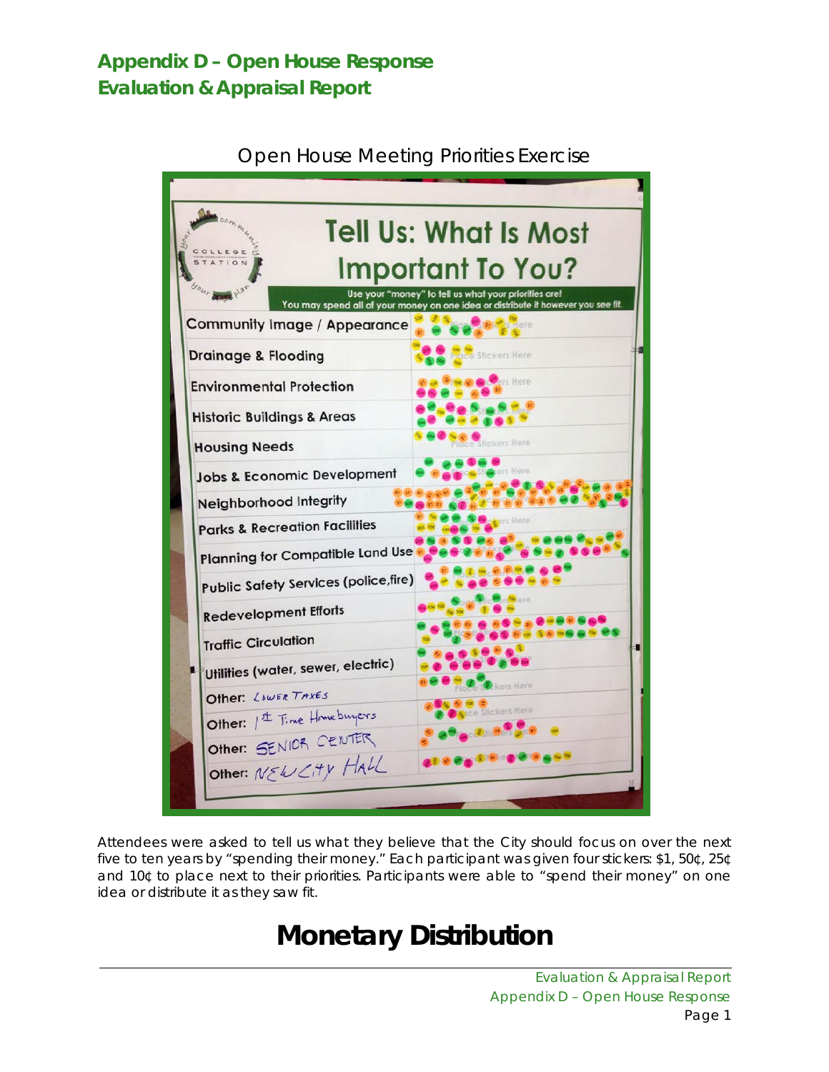# Appendix D – Open House Response
## Evaluation & Appraisal Report

Open House Meeting Priorities Exercise

**Tell Us: What Is Most Important To You?**

Use your "money" to tell us what your priorities are! You may spend all of your money on one idea or distribute it however you see fit.

- Community Image / Appearance
- Drainage & Flooding
- Environmental Protection
- Historic Buildings & Areas
- Housing Needs
- Jobs & Economic Development
- Neighborhood Integrity
- Parks & Recreation Facilities
- Planning for Compatible Land Use
- Public Safety Services (police, fire)
- Redevelopment Efforts
- Traffic Circulation
- Utilities (water, sewer, electric)
- Other: LOWER TAXES
- Other: 1st Time Homebuyers
- Other: SENIOR CENTER
- Other: NEW City HALL

Attendees were asked to tell us what they believe that the City should focus on over the next five to ten years by "spending their money." Each participant was given four stickers: $1, 50¢, 25¢ and 10¢ to place next to their priorities. Participants were able to "spend their money" on one idea or distribute it as they saw fit.

# Monetary Distribution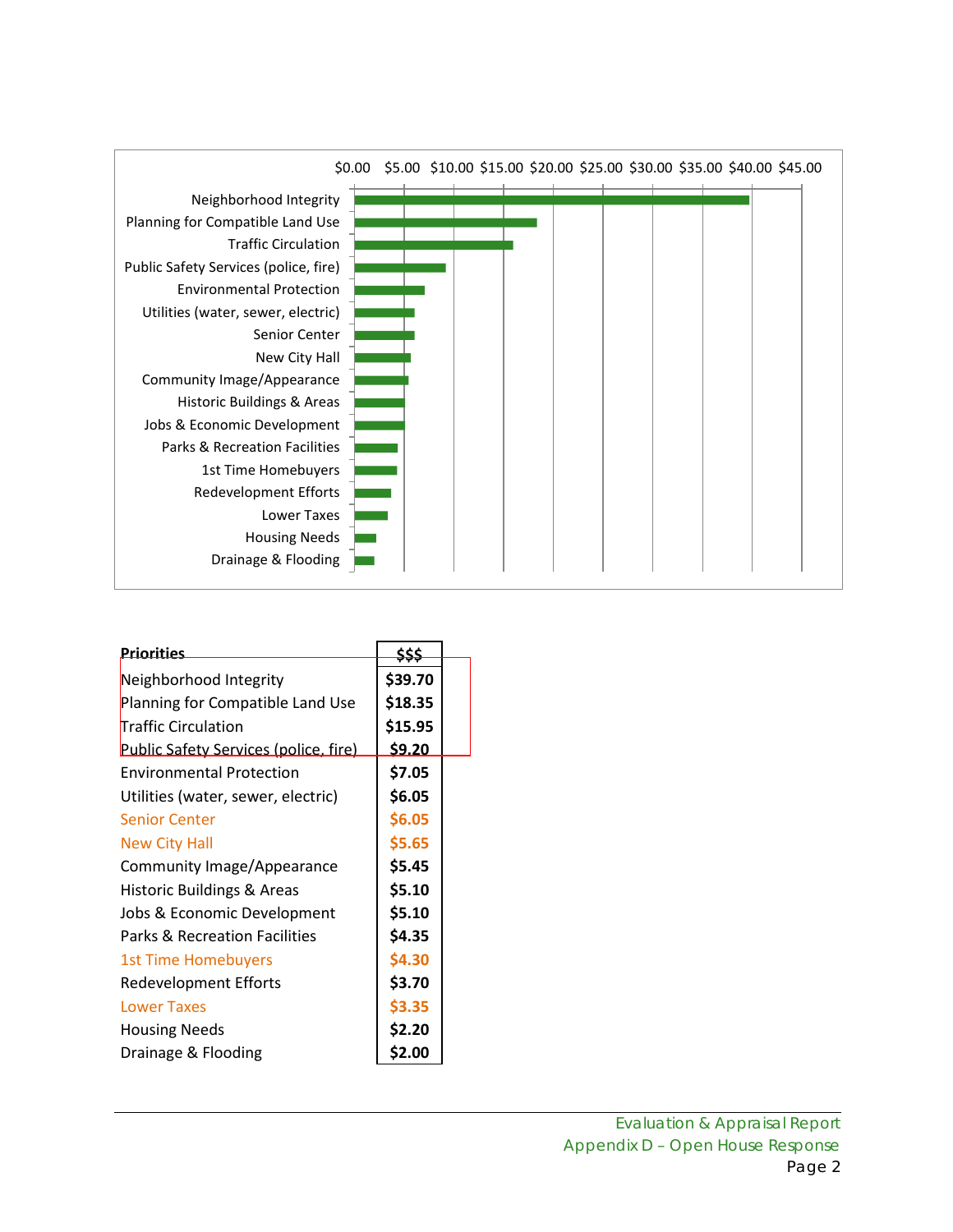| Priorities | $$$ |
|---|---|
| Neighborhood Integrity | $39.70 |
| Planning for Compatible Land Use | $18.35 |
| Traffic Circulation | $15.95 |
| Public Safety Services (police, fire) | $9.20 |
| Environmental Protection | $7.05 |
| Utilities (water, sewer, electric) | $6.05 |
| Senior Center | $6.05 |
| New City Hall | $5.65 |
| Community Image/Appearance | $5.45 |
| Historic Buildings & Areas | $5.10 |
| Jobs & Economic Development | $5.10 |
| Parks & Recreation Facilities | $4.35 |
| 1st Time Homebuyers | $4.30 |
| Redevelopment Efforts | $3.70 |
| Lower Taxes | $3.35 |
| Housing Needs | $2.20 |
| Drainage & Flooding | $2.00 |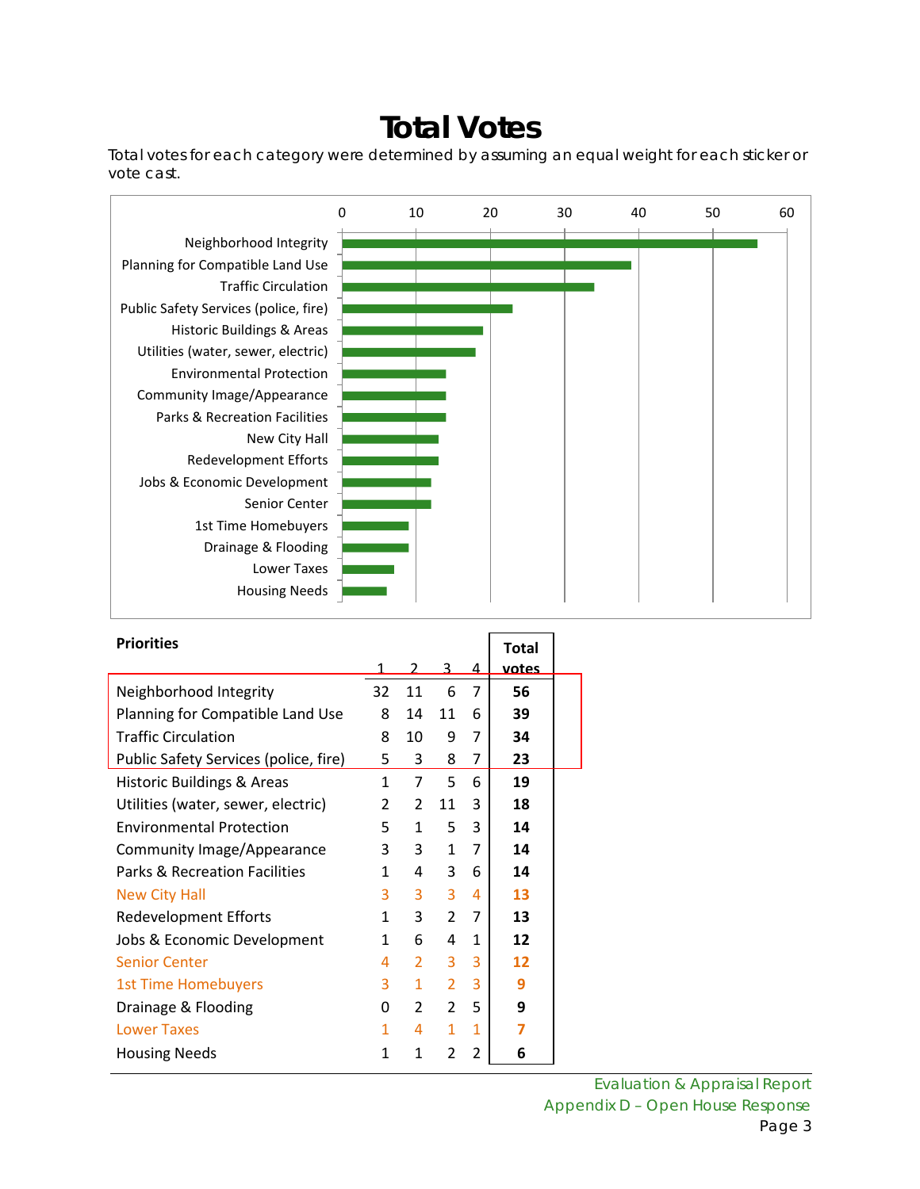# Total Votes

Total votes for each category were determined by assuming an equal weight for each sticker or vote cast.

| Priorities | 1 | 2 | 3 | 4 | Total votes |
|---|---|---|---|---|---|
| Neighborhood Integrity | 32 | 11 | 6 | 7 | **56** |
| Planning for Compatible Land Use | 8 | 14 | 11 | 6 | **39** |
| Traffic Circulation | 8 | 10 | 9 | 7 | **34** |
| Public Safety Services (police, fire) | 5 | 3 | 8 | 7 | **23** |
| Historic Buildings & Areas | 1 | 7 | 5 | 6 | **19** |
| Utilities (water, sewer, electric) | 2 | 2 | 11 | 3 | **18** |
| Environmental Protection | 5 | 1 | 5 | 3 | **14** |
| Community Image/Appearance | 3 | 3 | 1 | 7 | **14** |
| Parks & Recreation Facilities | 1 | 4 | 3 | 6 | **14** |
| New City Hall | 3 | 3 | 3 | 4 | **13** |
| Redevelopment Efforts | 1 | 3 | 2 | 7 | **13** |
| Jobs & Economic Development | 1 | 6 | 4 | 1 | **12** |
| Senior Center | 4 | 2 | 3 | 3 | **12** |
| 1st Time Homebuyers | 3 | 1 | 2 | 3 | **9** |
| Drainage & Flooding | 0 | 2 | 2 | 5 | **9** |
| Lower Taxes | 1 | 4 | 1 | 1 | **7** |
| Housing Needs | 1 | 1 | 2 | 2 | **6** |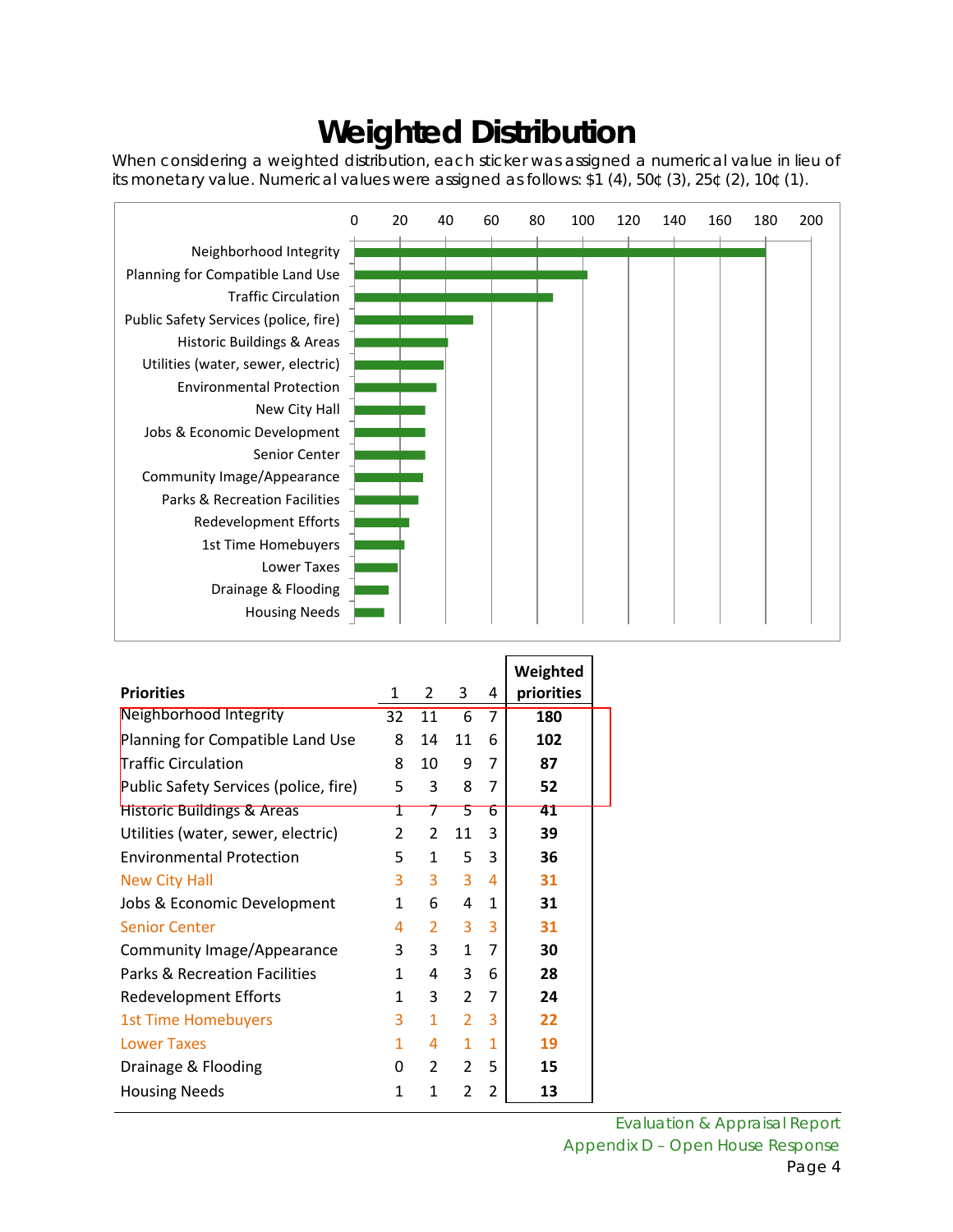# Weighted Distribution

When considering a weighted distribution, each sticker was assigned a numerical value in lieu of its monetary value. Numerical values were assigned as follows: $1 (4), 50¢ (3), 25¢ (2), 10¢ (1).

| Priorities | 1 | 2 | 3 | 4 | Weighted priorities |
|---|---|---|---|---|---|
| Neighborhood Integrity | 32 | 11 | 6 | 7 | **180** |
| Planning for Compatible Land Use | 8 | 14 | 11 | 6 | **102** |
| Traffic Circulation | 8 | 10 | 9 | 7 | **87** |
| Public Safety Services (police, fire) | 5 | 3 | 8 | 7 | **52** |
| Historic Buildings & Areas | 1 | 7 | 5 | 6 | **41** |
| Utilities (water, sewer, electric) | 2 | 2 | 11 | 3 | **39** |
| Environmental Protection | 5 | 1 | 5 | 3 | **36** |
| New City Hall | 3 | 3 | 3 | 4 | **31** |
| Jobs & Economic Development | 1 | 6 | 4 | 1 | **31** |
| Senior Center | 4 | 2 | 3 | 3 | **31** |
| Community Image/Appearance | 3 | 3 | 1 | 7 | **30** |
| Parks & Recreation Facilities | 1 | 4 | 3 | 6 | **28** |
| Redevelopment Efforts | 1 | 3 | 2 | 7 | **24** |
| 1st Time Homebuyers | 3 | 1 | 2 | 3 | **22** |
| Lower Taxes | 1 | 4 | 1 | 1 | **19** |
| Drainage & Flooding | 0 | 2 | 2 | 5 | **15** |
| Housing Needs | 1 | 1 | 2 | 2 | **13** |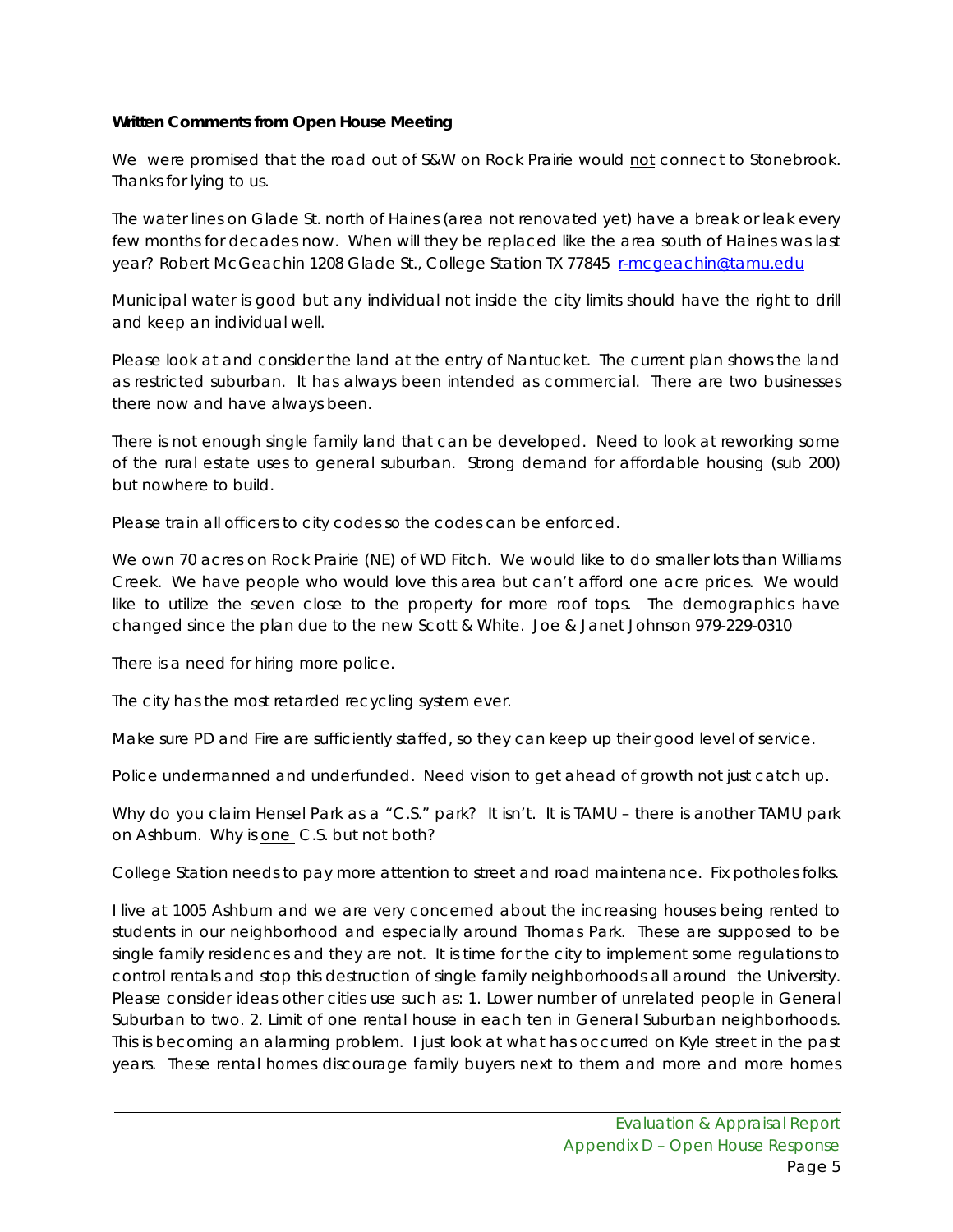**Written Comments from Open House Meeting**

We were promised that the road out of S&W on Rock Prairie would not connect to Stonebrook. Thanks for lying to us.

The water lines on Glade St. north of Haines (area not renovated yet) have a break or leak every few months for decades now. When will they be replaced like the area south of Haines was last year? Robert McGeachin 1208 Glade St., College Station TX 77845 r-mcgeachin@tamu.edu

Municipal water is good but any individual not inside the city limits should have the right to drill and keep an individual well.

Please look at and consider the land at the entry of Nantucket. The current plan shows the land as restricted suburban. It has always been intended as commercial. There are two businesses there now and have always been.

There is not enough single family land that can be developed. Need to look at reworking some of the rural estate uses to general suburban. Strong demand for affordable housing (sub 200) but nowhere to build.

Please train all officers to city codes so the codes can be enforced.

We own 70 acres on Rock Prairie (NE) of WD Fitch. We would like to do smaller lots than Williams Creek. We have people who would love this area but can't afford one acre prices. We would like to utilize the seven close to the property for more roof tops. The demographics have changed since the plan due to the new Scott & White. Joe & Janet Johnson 979-229-0310

There is a need for hiring more police.

The city has the most retarded recycling system ever.

Make sure PD and Fire are sufficiently staffed, so they can keep up their good level of service.

Police undermanned and underfunded. Need vision to get ahead of growth not just catch up.

Why do you claim Hensel Park as a "C.S." park? It isn't. It is TAMU – there is another TAMU park on Ashburn. Why is one C.S. but not both?

College Station needs to pay more attention to street and road maintenance. Fix potholes folks.

I live at 1005 Ashburn and we are very concerned about the increasing houses being rented to students in our neighborhood and especially around Thomas Park. These are supposed to be single family residences and they are not. It is time for the city to implement some regulations to control rentals and stop this destruction of single family neighborhoods all around the University. Please consider ideas other cities use such as: 1. Lower number of unrelated people in General Suburban to two. 2. Limit of one rental house in each ten in General Suburban neighborhoods. This is becoming an alarming problem. I just look at what has occurred on Kyle street in the past years. These rental homes discourage family buyers next to them and more and more homes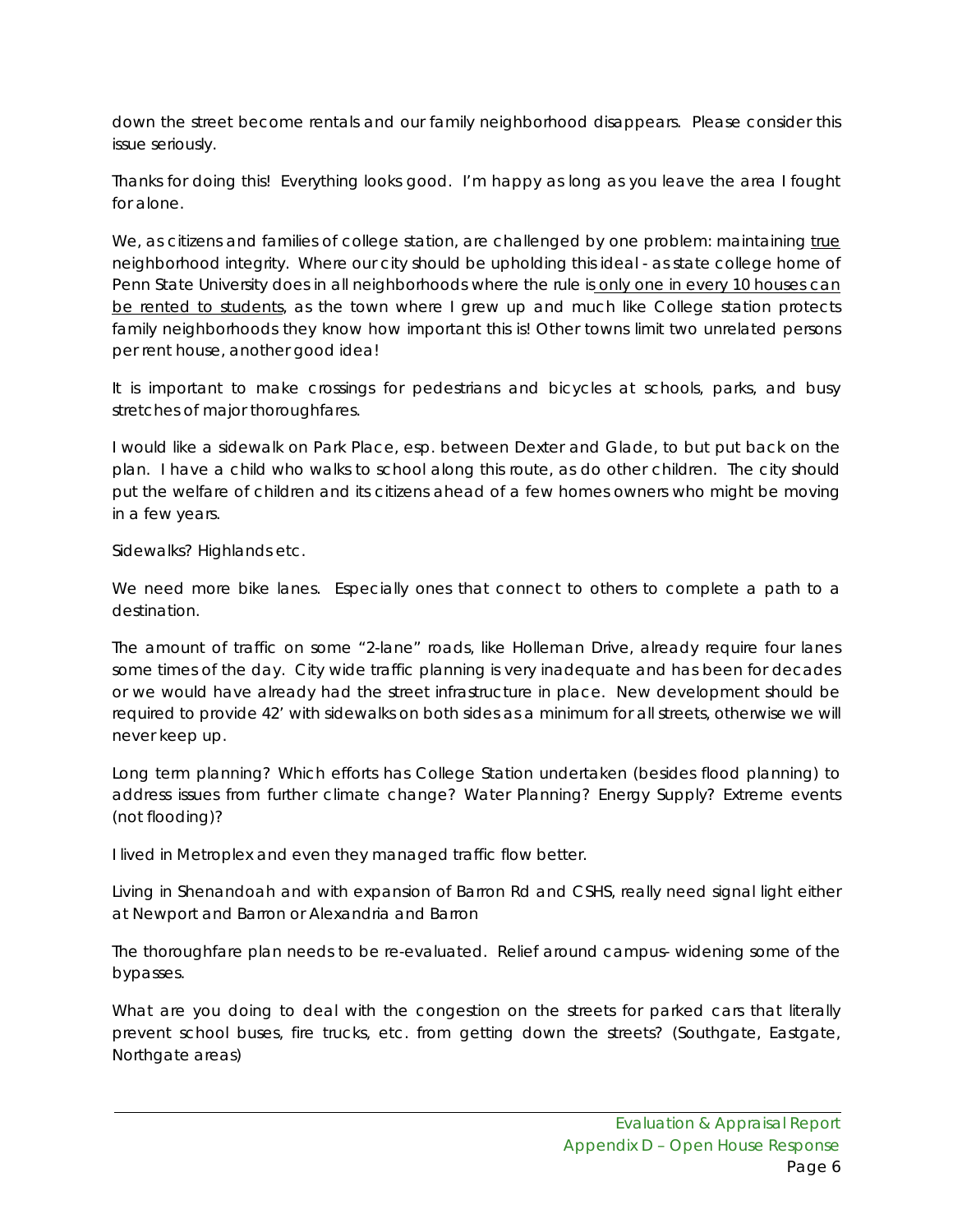down the street become rentals and our family neighborhood disappears. Please consider this issue seriously.

Thanks for doing this! Everything looks good. I'm happy as long as you leave the area I fought for alone.

We, as citizens and families of college station, are challenged by one problem: maintaining <u>true</u> neighborhood integrity. Where our city should be upholding this ideal - as state college home of Penn State University does in all neighborhoods where the rule is <u>only one in every 10 houses can be rented to students</u>, as the town where I grew up and much like College station protects family neighborhoods they know how important this is! Other towns limit two unrelated persons per rent house, another good idea!

It is important to make crossings for pedestrians and bicycles at schools, parks, and busy stretches of major thoroughfares.

I would like a sidewalk on Park Place, esp. between Dexter and Glade, to but put back on the plan. I have a child who walks to school along this route, as do other children. The city should put the welfare of children and its citizens ahead of a few homes owners who might be moving in a few years.

Sidewalks? Highlands etc.

We need more bike lanes. Especially ones that connect to others to complete a path to a destination.

The amount of traffic on some "2-lane" roads, like Holleman Drive, already require four lanes some times of the day. City wide traffic planning is very inadequate and has been for decades or we would have already had the street infrastructure in place. New development should be required to provide 42' with sidewalks on both sides as a minimum for all streets, otherwise we will never keep up.

Long term planning? Which efforts has College Station undertaken (besides flood planning) to address issues from further climate change? Water Planning? Energy Supply? Extreme events (not flooding)?

I lived in Metroplex and even they managed traffic flow better.

Living in Shenandoah and with expansion of Barron Rd and CSHS, really need signal light either at Newport and Barron or Alexandria and Barron

The thoroughfare plan needs to be re-evaluated. Relief around campus- widening some of the bypasses.

What are you doing to deal with the congestion on the streets for parked cars that literally prevent school buses, fire trucks, etc. from getting down the streets? (Southgate, Eastgate, Northgate areas)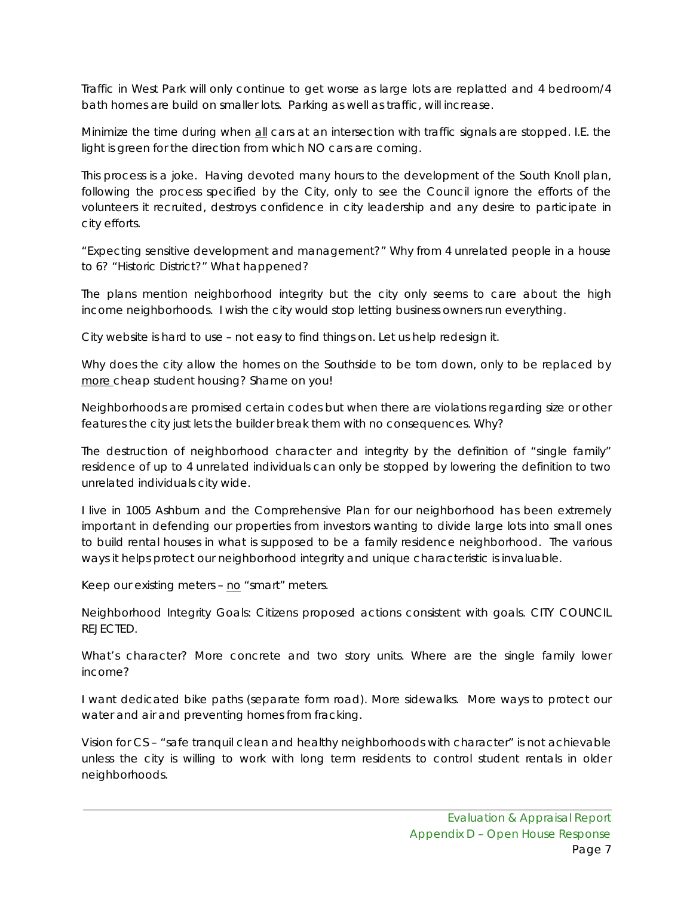Traffic in West Park will only continue to get worse as large lots are replatted and 4 bedroom/4 bath homes are build on smaller lots. Parking as well as traffic, will increase.

Minimize the time during when <u>all</u> cars at an intersection with traffic signals are stopped. I.E. the light is green for the direction from which NO cars are coming.

This process is a joke. Having devoted many hours to the development of the South Knoll plan, following the process specified by the City, only to see the Council ignore the efforts of the volunteers it recruited, destroys confidence in city leadership and any desire to participate in city efforts.

"Expecting sensitive development and management?" Why from 4 unrelated people in a house to 6? "Historic District?" What happened?

The plans mention neighborhood integrity but the city only seems to care about the high income neighborhoods. I wish the city would stop letting business owners run everything.

City website is hard to use – not easy to find things on. Let us help redesign it.

Why does the city allow the homes on the Southside to be torn down, only to be replaced by <u>more</u> cheap student housing? Shame on you!

Neighborhoods are promised certain codes but when there are violations regarding size or other features the city just lets the builder break them with no consequences. Why?

The destruction of neighborhood character and integrity by the definition of "single family" residence of up to 4 unrelated individuals can only be stopped by lowering the definition to two unrelated individuals city wide.

I live in 1005 Ashburn and the Comprehensive Plan for our neighborhood has been extremely important in defending our properties from investors wanting to divide large lots into small ones to build rental houses in what is supposed to be a family residence neighborhood. The various ways it helps protect our neighborhood integrity and unique characteristic is invaluable.

Keep our existing meters – <u>no</u> "smart" meters.

Neighborhood Integrity Goals: Citizens proposed actions consistent with goals. CITY COUNCIL REJECTED.

What's character? More concrete and two story units. Where are the single family lower income?

I want dedicated bike paths (separate form road). More sidewalks. More ways to protect our water and air and preventing homes from fracking.

Vision for CS – "safe tranquil clean and healthy neighborhoods with character" is not achievable unless the city is willing to work with long term residents to control student rentals in older neighborhoods.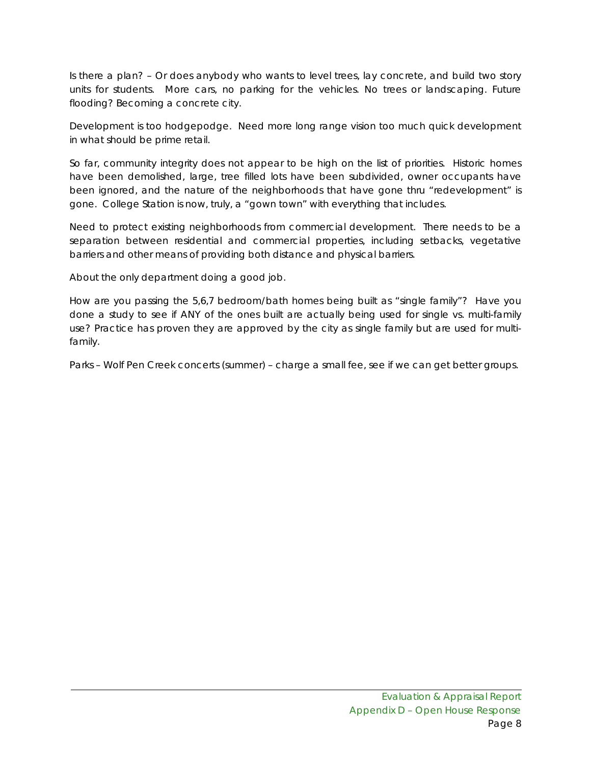Is there a plan? – Or does anybody who wants to level trees, lay concrete, and build two story units for students. More cars, no parking for the vehicles. No trees or landscaping. Future flooding? Becoming a concrete city.

Development is too hodgepodge. Need more long range vision too much quick development in what should be prime retail.

So far, community integrity does not appear to be high on the list of priorities. Historic homes have been demolished, large, tree filled lots have been subdivided, owner occupants have been ignored, and the nature of the neighborhoods that have gone thru "redevelopment" is gone. College Station is now, truly, a "gown town" with everything that includes.

Need to protect existing neighborhoods from commercial development. There needs to be a separation between residential and commercial properties, including setbacks, vegetative barriers and other means of providing both distance and physical barriers.

About the only department doing a good job.

How are you passing the 5,6,7 bedroom/bath homes being built as "single family"? Have you done a study to see if ANY of the ones built are actually being used for single vs. multi-family use? Practice has proven they are approved by the city as single family but are used for multi-family.

Parks – Wolf Pen Creek concerts (summer) – charge a small fee, see if we can get better groups.